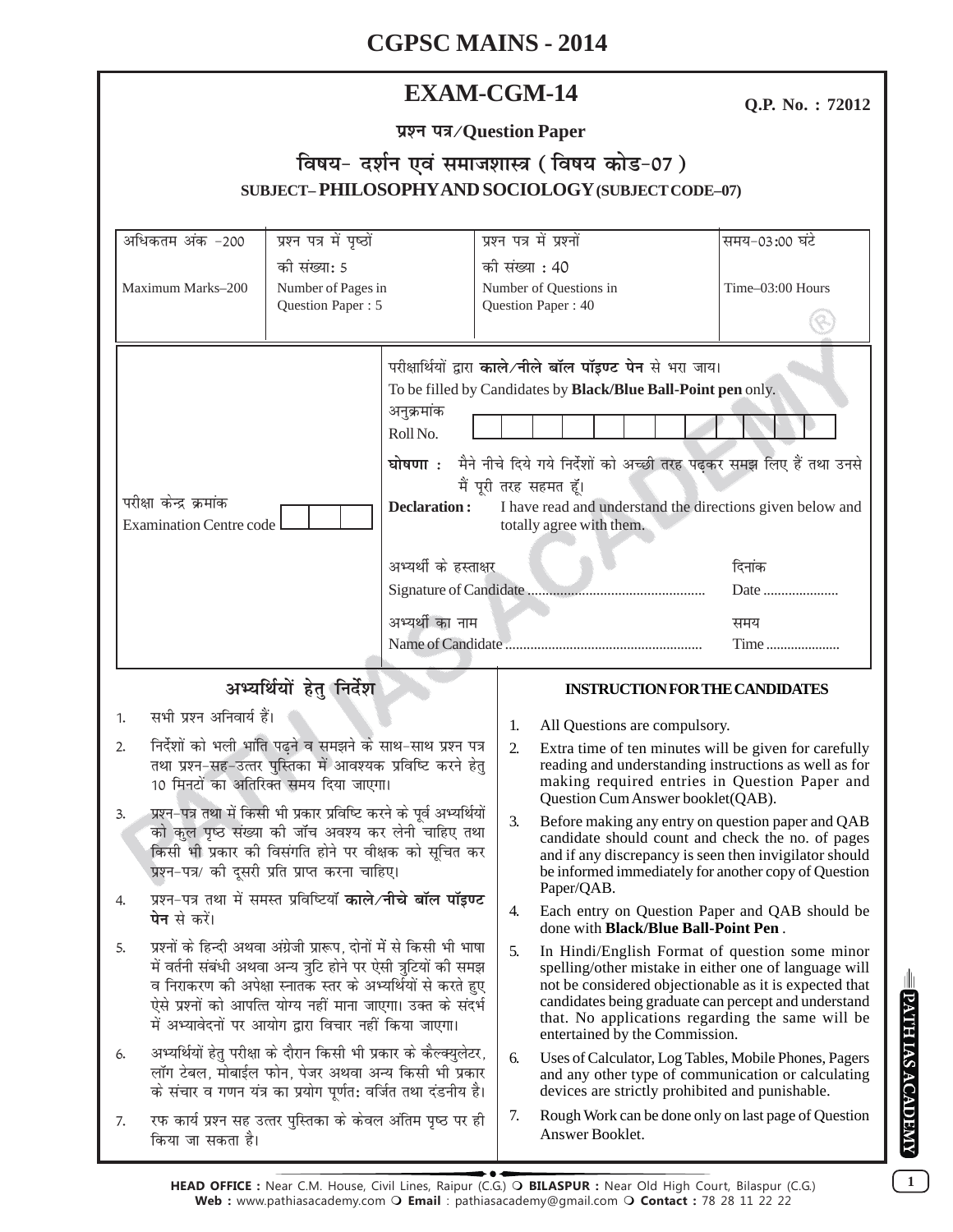# CGPSC MAINS - 2014

## EXAM-CGM-14

**Q.P. No. : 72012**

**प्रश्न पत्र/Question Paper**

### विषय- दर्शन एवं समाजशास्त्र (विषय कोड-07)

### SUBJECT– PHILOSOPHY AND SOCIOLOGY (SUBJECT CODE–07)

| अधिकतम अंक -200 Maximum Marks–200 | प्रश्न पत्र में पृष्ठों की संख्या: 5 Number of Pages in Question Paper : 5 | प्रश्न पत्र में प्रश्नों की संख्या : 40 Number of Questions in Question Paper : 40 | समय-03:00 घंटे Time–03:00 Hours |
|---|---|---|---|

परीक्षार्थियों द्वारा **काले/नीले बॉल पॉइण्ट पेन** से भरा जाय।
To be filled by Candidates by **Black/Blue Ball-Point pen** only.

अनुक्रमांक
Roll No.

परीक्षा केन्द्र क्रमांक
Examination Centre code

**घोषणा :** मैने नीचे दिये गये निर्देशों को अच्छी तरह पढ़कर समझ लिए हैं तथा उनसे मैं पूरी तरह सहमत हूँ।

**Declaration :** I have read and understand the directions given below and totally agree with them.

अभ्यर्थी के हस्ताक्षर
Signature of Candidate ................................................ दिनांक Date .....................

अभ्यर्थी का नाम
Name of Candidate ...................................................... समय Time .....................

## अभ्यर्थियों हेतु निर्देश

1. सभी प्रश्न अनिवार्य हैं।
2. निर्देशों को भली भांति पढ़ने व समझने के साथ-साथ प्रश्न पत्र तथा प्रश्न-सह-उत्तर पुस्तिका में आवश्यक प्रविष्टि करने हेतु 10 मिनटों का अतिरिक्त समय दिया जाएगा।
3. प्रश्न-पत्र तथा में किसी भी प्रकार प्रविष्टि करने के पूर्व अभ्यर्थियों को कुल पृष्ठ संख्या की जॉच अवश्य कर लेनी चाहिए तथा किसी भी प्रकार की विसंगति होने पर वीक्षक को सूचित कर प्रश्न-पत्र/ की दूसरी प्रति प्राप्त करना चाहिए।
4. प्रश्न-पत्र तथा में समस्त प्रविष्टियाँ **काले/नीचे बॉल पॉइण्ट पेन** से करें।
5. प्रश्नों के हिन्दी अथवा अंग्रेजी प्रारूप, दोनों में से किसी भी भाषा में वर्तनी संबंधी अथवा अन्य त्रुटि होने पर ऐसी त्रुटियों की समझ व निराकरण की अपेक्षा स्नातक स्तर के अभ्यर्थियों से करते हुए ऐसे प्रश्नों को आपत्ति योग्य नहीं माना जाएगा। उक्त के संदर्भ में अभ्यावेदनों पर आयोग द्वारा विचार नहीं किया जाएगा।
6. अभ्यर्थियों हेतु परीक्षा के दौरान किसी भी प्रकार के कैल्क्युलेटर, लॉग टेबल, मोबाईल फोन, पेजर अथवा अन्य किसी भी प्रकार के संचार व गणन यंत्र का प्रयोग पूर्णतः वर्जित तथा दंडनीय है।
7. रफ कार्य प्रश्न सह उत्तर पुस्तिका के केवल अंतिम पृष्ठ पर ही किया जा सकता है।

## INSTRUCTION FOR THE CANDIDATES

1. All Questions are compulsory.
2. Extra time of ten minutes will be given for carefully reading and understanding instructions as well as for making required entries in Question Paper and Question Cum Answer booklet(QAB).
3. Before making any entry on question paper and QAB candidate should count and check the no. of pages and if any discrepancy is seen then invigilator should be informed immediately for another copy of Question Paper/QAB.
4. Each entry on Question Paper and QAB should be done with **Black/Blue Ball-Point Pen**.
5. In Hindi/English Format of question some minor spelling/other mistake in either one of language will not be considered objectionable as it is expected that candidates being graduate can percept and understand that. No applications regarding the same will be entertained by the Commission.
6. Uses of Calculator, Log Tables, Mobile Phones, Pagers and any other type of communication or calculating devices are strictly prohibited and punishable.
7. Rough Work can be done only on last page of Question Answer Booklet.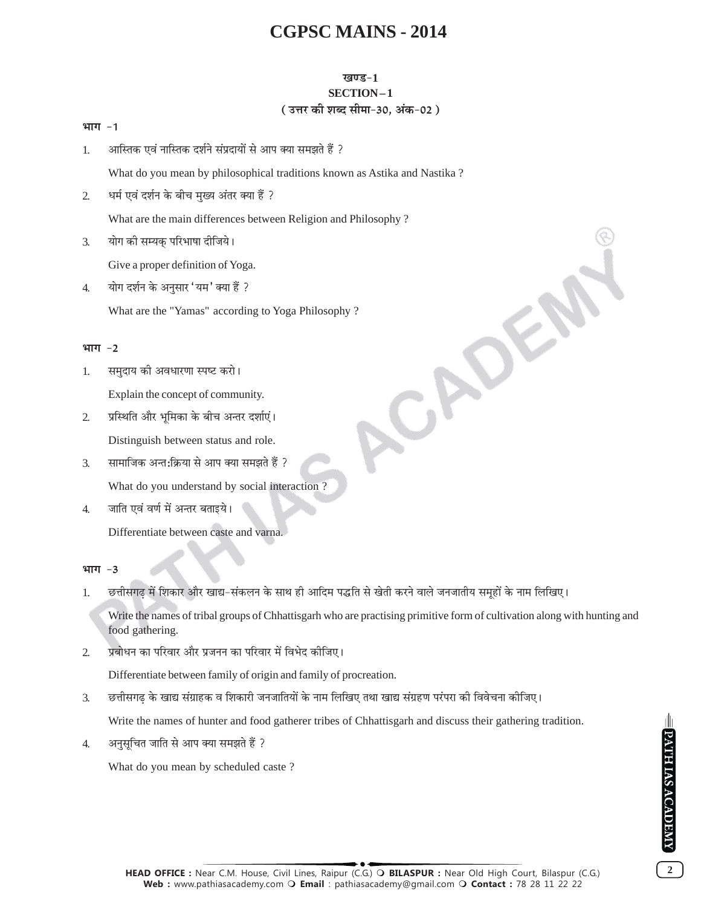# CGPSC MAINS - 2014

## खण्ड-1
## SECTION – 1
### ( उत्तर की शब्द सीमा-30, अंक-02 )

**भाग -1**

1. आस्तिक एवं नास्तिक दर्शने संप्रदायों से आप क्या समझते हैं ?

   What do you mean by philosophical traditions known as Astika and Nastika ?

2. धर्म एवं दर्शन के बीच मुख्य अंतर क्या हैं ?

   What are the main differences between Religion and Philosophy ?

3. योग की सम्यक् परिभाषा दीजिये।

   Give a proper definition of Yoga.

4. योग दर्शन के अनुसार 'यम' क्या हैं ?

   What are the "Yamas" according to Yoga Philosophy ?

**भाग -2**

1. समुदाय की अवधारणा स्पष्ट करो।

   Explain the concept of community.

2. प्रस्थिति और भूमिका के बीच अन्तर दर्शाएं।

   Distinguish between status and role.

3. सामाजिक अन्त:क्रिया से आप क्या समझते हैं ?

   What do you understand by social interaction ?

4. जाति एवं वर्ण में अन्तर बताइये।

   Differentiate between caste and varna.

**भाग -3**

1. छत्तीसगढ़ में शिकार और खाद्य-संकलन के साथ ही आदिम पद्धति से खेती करने वाले जनजातीय समूहों के नाम लिखिए।

   Write the names of tribal groups of Chhattisgarh who are practising primitive form of cultivation along with hunting and food gathering.

2. प्रबोधन का परिवार और प्रजनन का परिवार में विभेद कीजिए।

   Differentiate between family of origin and family of procreation.

3. छत्तीसगढ़ के खाद्य संग्राहक व शिकारी जनजातियों के नाम लिखिए तथा खाद्य संग्रहण परंपरा की विवेचना कीजिए।

   Write the names of hunter and food gatherer tribes of Chhattisgarh and discuss their gathering tradition.

4. अनुसूचित जाति से आप क्या समझते हैं ?

   What do you mean by scheduled caste ?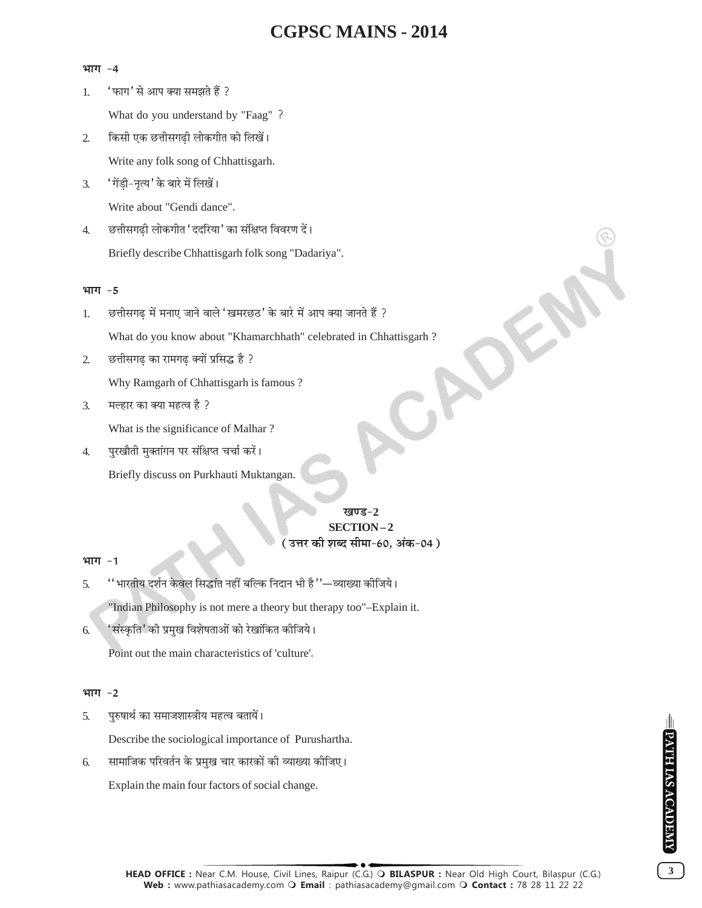**भाग -4**

1. 'फाग' से आप क्या समझते हैं ?

   What do you understand by "Faag" ?

2. किसी एक छत्तीसगढ़ी लोकगीत को लिखें।

   Write any folk song of Chhattisgarh.

3. 'गेंड़ी-नृत्य' के बारे में लिखें।

   Write about "Gendi dance".

4. छत्तीसगढ़ी लोकगीत 'ददरिया' का संक्षिप्त विवरण दें।

   Briefly describe Chhattisgarh folk song "Dadariya".

**भाग -5**

1. छत्तीसगढ़ में मनाए जाने वाले 'खमरछठ' के बारे में आप क्या जानते हैं ?

   What do you know about "Khamarchhath" celebrated in Chhattisgarh ?

2. छत्तीसगढ़ का रामगढ़ क्यों प्रसिद्ध है ?

   Why Ramgarh of Chhattisgarh is famous ?

3. मल्हार का क्या महत्व है ?

   What is the significance of Malhar ?

4. पुरखौती मुक्तांगन पर संक्षिप्त चर्चा करें।

   Briefly discuss on Purkhauti Muktangan.

## खण्ड-2
## SECTION – 2
**( उत्तर की शब्द सीमा-60, अंक-04 )**

**भाग -1**

5. "भारतीय दर्शन केवल सिद्धांत नहीं बल्कि निदान भी है"—व्याख्या कीजिये।

   "Indian Philosophy is not mere a theory but therapy too"–Explain it.

6. 'संस्कृति' की प्रमुख विशेषताओं को रेखांकित कीजिये।

   Point out the main characteristics of 'culture'.

**भाग -2**

5. पुरुषार्थ का समाजशास्त्रीय महत्व बतायें।

   Describe the sociological importance of Purushartha.

6. सामाजिक परिवर्तन के प्रमुख चार कारकों की व्याख्या कीजिए।

   Explain the main four factors of social change.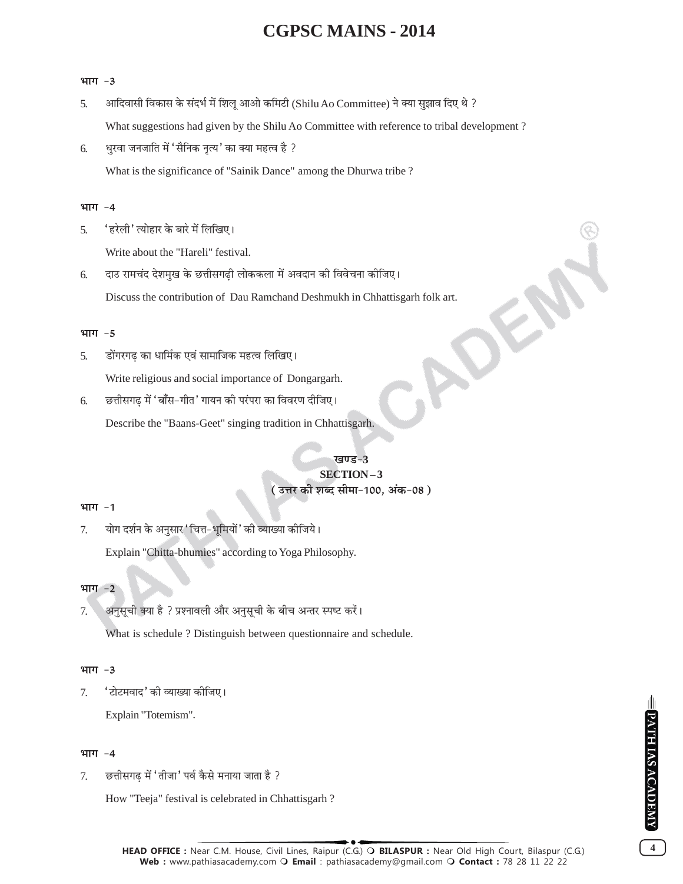**भाग -3**

5. आदिवासी विकास के संदर्भ में शिलू आओ कमिटी (Shilu Ao Committee) ने क्या सुझाव दिए थे ?

   What suggestions had given by the Shilu Ao Committee with reference to tribal development ?

6. धुरवा जनजाति में 'सैनिक नृत्य' का क्या महत्व है ?

   What is the significance of "Sainik Dance" among the Dhurwa tribe ?

**भाग -4**

5. 'हरेली' त्योहार के बारे में लिखिए।

   Write about the "Hareli" festival.

6. दाउ रामचंद देशमुख के छत्तीसगढ़ी लोककला में अवदान की विवेचना कीजिए।

   Discuss the contribution of Dau Ramchand Deshmukh in Chhattisgarh folk art.

**भाग -5**

5. डोंगरगढ़ का धार्मिक एवं सामाजिक महत्व लिखिए।

   Write religious and social importance of Dongargarh.

6. छत्तीसगढ़ में 'बाँस-गीत' गायन की परंपरा का विवरण दीजिए।

   Describe the "Baans-Geet" singing tradition in Chhattisgarh.

## खण्ड-3
## SECTION – 3
**( उत्तर की शब्द सीमा-100, अंक-08 )**

**भाग -1**

7. योग दर्शन के अनुसार 'चित्त-भूमियों' की व्याख्या कीजिये।

   Explain "Chitta-bhumies" according to Yoga Philosophy.

**भाग -2**

7. अनुसूची क्या है ? प्रश्नावली और अनुसूची के बीच अन्तर स्पष्ट करें।

   What is schedule ? Distinguish between questionnaire and schedule.

**भाग -3**

7. 'टोटमवाद' की व्याख्या कीजिए।

   Explain "Totemism".

**भाग -4**

7. छत्तीसगढ़ में 'तीजा' पर्व कैसे मनाया जाता है ?

   How "Teeja" festival is celebrated in Chhattisgarh ?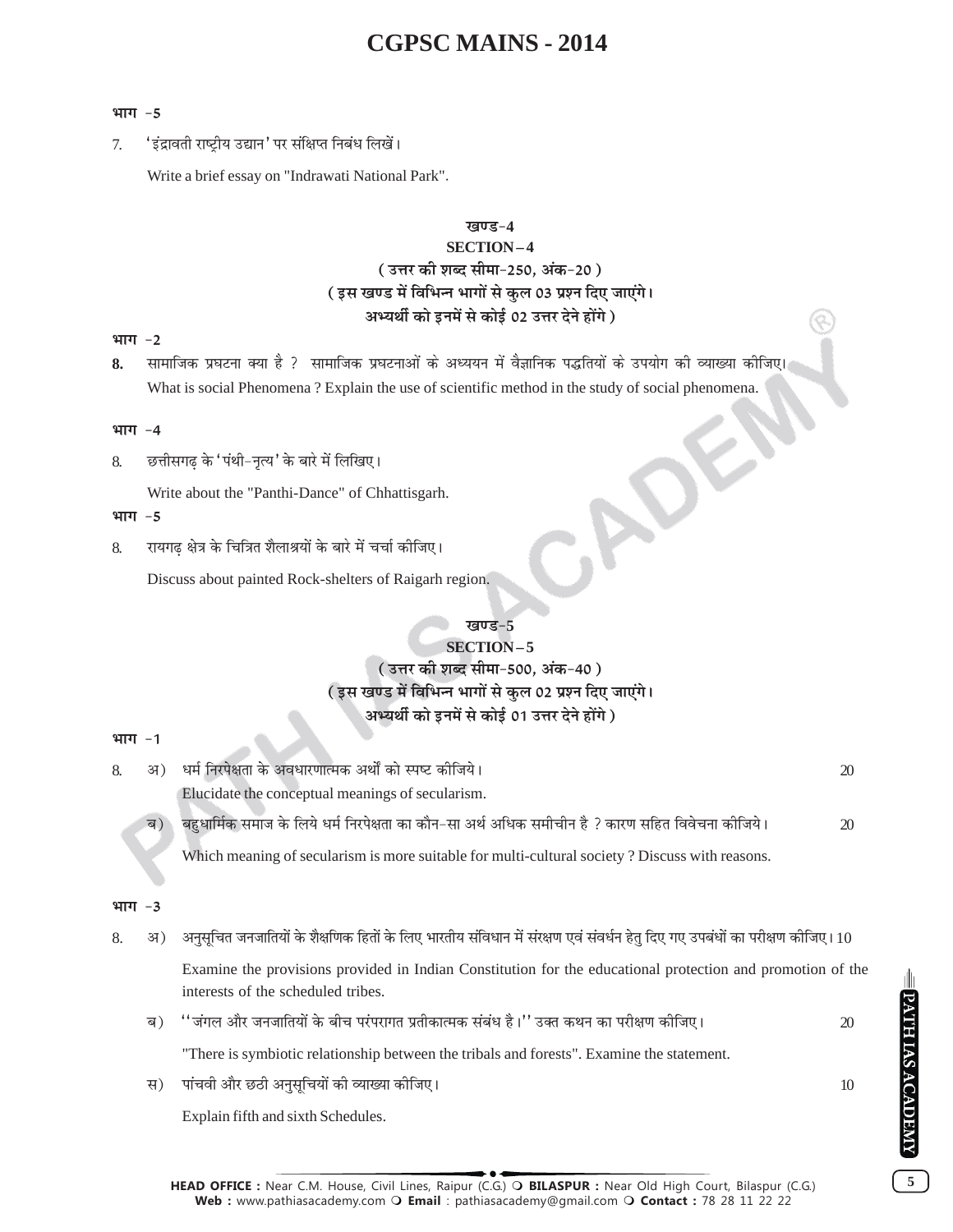**भाग -5**

7. 'इंद्रावती राष्ट्रीय उद्यान' पर संक्षिप्त निबंध लिखें।

   Write a brief essay on "Indrawati National Park".

## खण्ड-4
## SECTION – 4

**( उत्तर की शब्द सीमा-250, अंक-20 )**
**( इस खण्ड में विभिन्न भागों से कुल 03 प्रश्न दिए जाएंगे। अभ्यर्थी को इनमें से कोई 02 उत्तर देने होंगे )**

**भाग -2**

8. सामाजिक प्रघटना क्या है ? सामाजिक प्रघटनाओं के अध्ययन में वैज्ञानिक पद्धतियों के उपयोग की व्याख्या कीजिए।

   What is social Phenomena ? Explain the use of scientific method in the study of social phenomena.

**भाग -4**

8. छत्तीसगढ़ के 'पंथी-नृत्य' के बारे में लिखिए।

   Write about the "Panthi-Dance" of Chhattisgarh.

**भाग -5**

8. रायगढ़ क्षेत्र के चित्रित शैलाश्रयों के बारे में चर्चा कीजिए।

   Discuss about painted Rock-shelters of Raigarh region.

## खण्ड-5
## SECTION – 5

**( उत्तर की शब्द सीमा-500, अंक-40 )**
**( इस खण्ड में विभिन्न भागों से कुल 02 प्रश्न दिए जाएंगे। अभ्यर्थी को इनमें से कोई 01 उत्तर देने होंगे )**

**भाग -1**

8. अ) धर्म निरपेक्षता के अवधारणात्मक अर्थों को स्पष्ट कीजिये। — 20

   Elucidate the conceptual meanings of secularism.

   ब) बहुधार्मिक समाज के लिये धर्म निरपेक्षता का कौन-सा अर्थ अधिक समीचीन है ? कारण सहित विवेचना कीजिये। — 20

   Which meaning of secularism is more suitable for multi-cultural society ? Discuss with reasons.

**भाग -3**

8. अ) अनुसूचित जनजातियों के शैक्षणिक हितों के लिए भारतीय संविधान में संरक्षण एवं संवर्धन हेतु दिए गए उपबंधों का परीक्षण कीजिए। — 10

   Examine the provisions provided in Indian Constitution for the educational protection and promotion of the interests of the scheduled tribes.

   ब) ''जंगल और जनजातियों के बीच परंपरागत प्रतीकात्मक संबंध है।'' उक्त कथन का परीक्षण कीजिए। — 20

   "There is symbiotic relationship between the tribals and forests". Examine the statement.

   स) पांचवी और छठी अनुसूचियों की व्याख्या कीजिए। — 10

   Explain fifth and sixth Schedules.